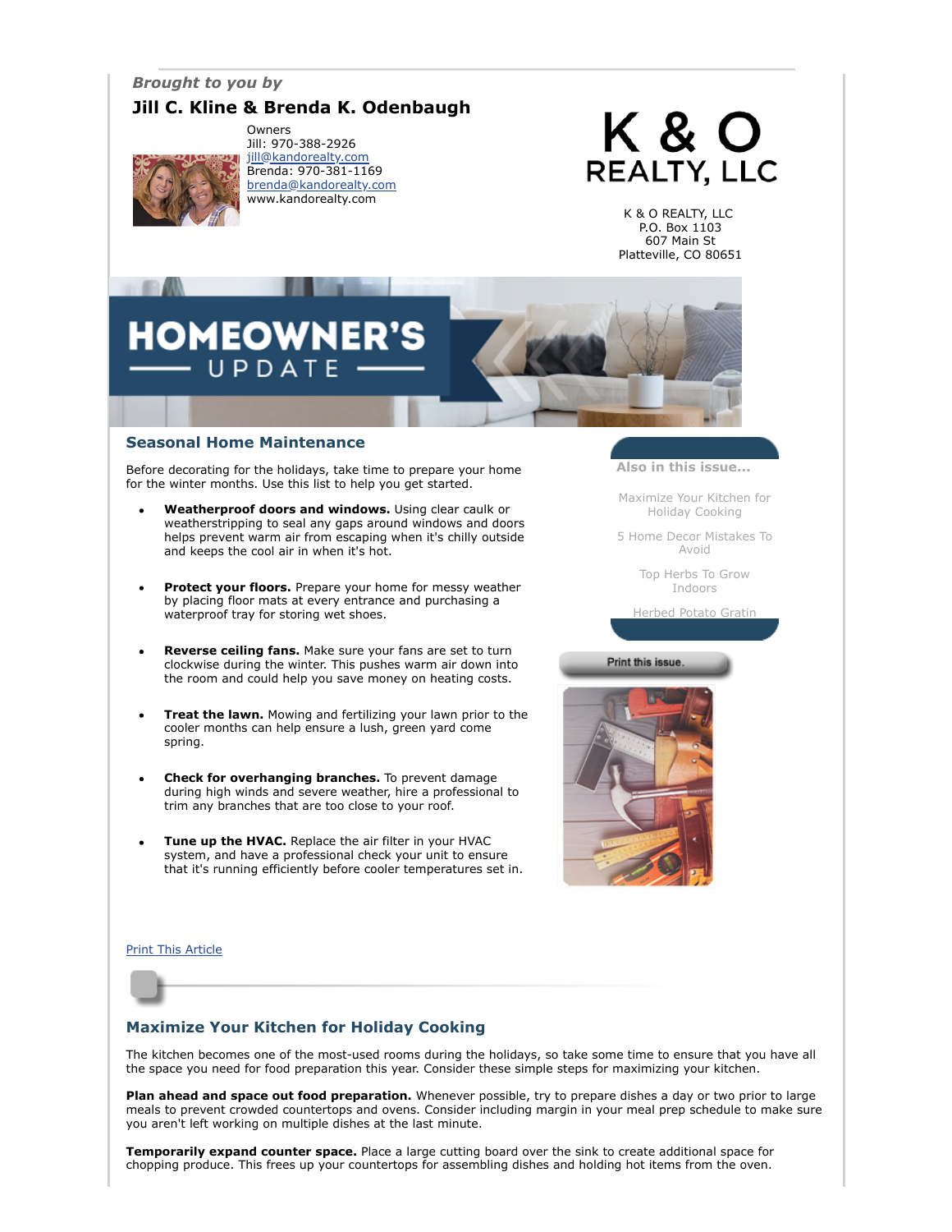*Brought to you by*

**Jill C. Kline & Brenda K. Odenbaugh**

Owners
Jill: 970-388-2926
jill@kandorealty.com
Brenda: 970-381-1169
brenda@kandorealty.com
www.kandorealty.com

K & O REALTY, LLC

K & O REALTY, LLC
P.O. Box 1103
607 Main St
Platteville, CO 80651

# HOMEOWNER'S UPDATE

## Seasonal Home Maintenance

Before decorating for the holidays, take time to prepare your home for the winter months. Use this list to help you get started.

- **Weatherproof doors and windows.** Using clear caulk or weatherstripping to seal any gaps around windows and doors helps prevent warm air from escaping when it's chilly outside and keeps the cool air in when it's hot.
- **Protect your floors.** Prepare your home for messy weather by placing floor mats at every entrance and purchasing a waterproof tray for storing wet shoes.
- **Reverse ceiling fans.** Make sure your fans are set to turn clockwise during the winter. This pushes warm air down into the room and could help you save money on heating costs.
- **Treat the lawn.** Mowing and fertilizing your lawn prior to the cooler months can help ensure a lush, green yard come spring.
- **Check for overhanging branches.** To prevent damage during high winds and severe weather, hire a professional to trim any branches that are too close to your roof.
- **Tune up the HVAC.** Replace the air filter in your HVAC system, and have a professional check your unit to ensure that it's running efficiently before cooler temperatures set in.

**Also in this issue...**

- Maximize Your Kitchen for Holiday Cooking
- 5 Home Decor Mistakes To Avoid
- Top Herbs To Grow Indoors
- Herbed Potato Gratin

Print this issue.

Print This Article

## Maximize Your Kitchen for Holiday Cooking

The kitchen becomes one of the most-used rooms during the holidays, so take some time to ensure that you have all the space you need for food preparation this year. Consider these simple steps for maximizing your kitchen.

**Plan ahead and space out food preparation.** Whenever possible, try to prepare dishes a day or two prior to large meals to prevent crowded countertops and ovens. Consider including margin in your meal prep schedule to make sure you aren't left working on multiple dishes at the last minute.

**Temporarily expand counter space.** Place a large cutting board over the sink to create additional space for chopping produce. This frees up your countertops for assembling dishes and holding hot items from the oven.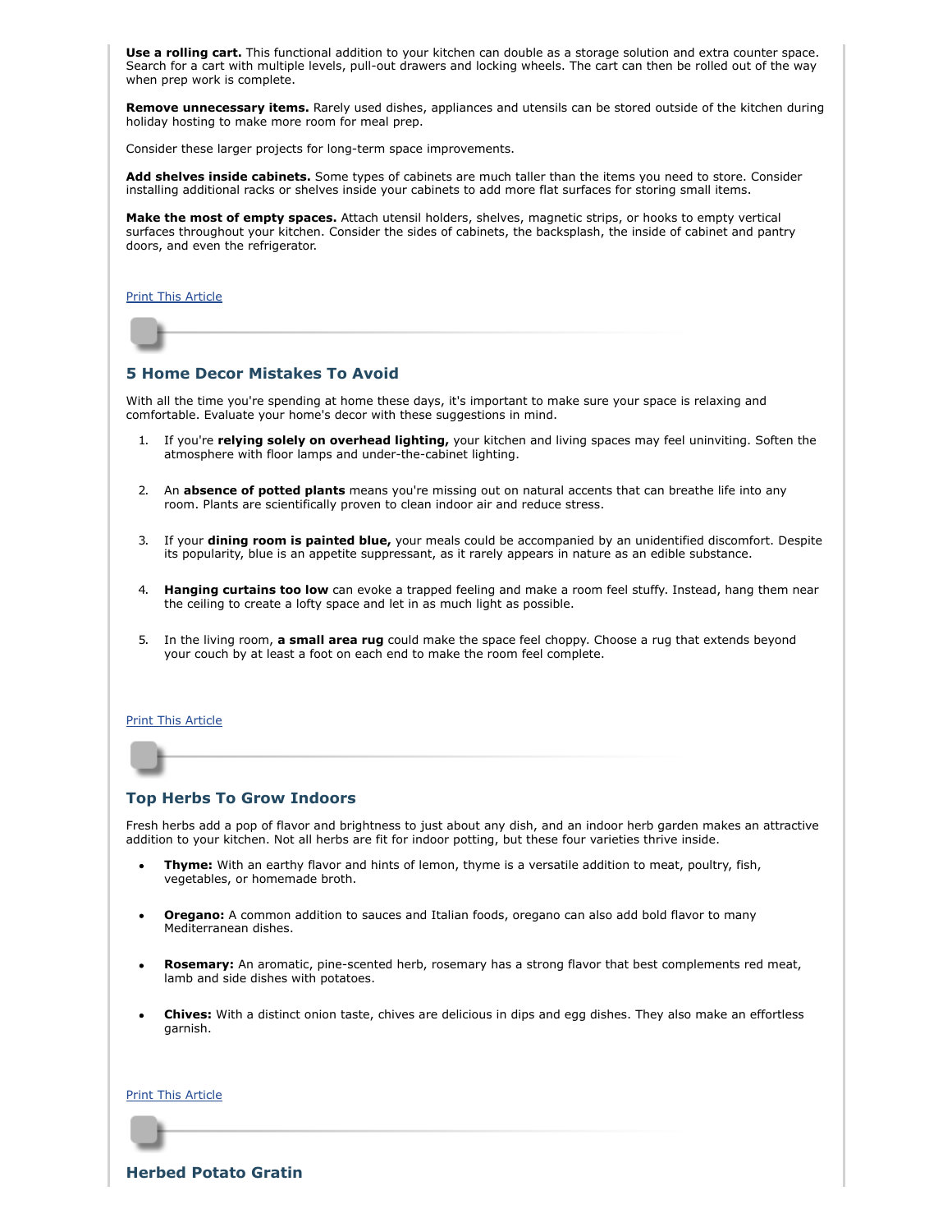**Use a rolling cart.** This functional addition to your kitchen can double as a storage solution and extra counter space. Search for a cart with multiple levels, pull-out drawers and locking wheels. The cart can then be rolled out of the way when prep work is complete.

**Remove unnecessary items.** Rarely used dishes, appliances and utensils can be stored outside of the kitchen during holiday hosting to make more room for meal prep.

Consider these larger projects for long-term space improvements.

**Add shelves inside cabinets.** Some types of cabinets are much taller than the items you need to store. Consider installing additional racks or shelves inside your cabinets to add more flat surfaces for storing small items.

**Make the most of empty spaces.** Attach utensil holders, shelves, magnetic strips, or hooks to empty vertical surfaces throughout your kitchen. Consider the sides of cabinets, the backsplash, the inside of cabinet and pantry doors, and even the refrigerator.

Print This Article

## 5 Home Decor Mistakes To Avoid

With all the time you're spending at home these days, it's important to make sure your space is relaxing and comfortable. Evaluate your home's decor with these suggestions in mind.

1. If you're **relying solely on overhead lighting,** your kitchen and living spaces may feel uninviting. Soften the atmosphere with floor lamps and under-the-cabinet lighting.

2. An **absence of potted plants** means you're missing out on natural accents that can breathe life into any room. Plants are scientifically proven to clean indoor air and reduce stress.

3. If your **dining room is painted blue,** your meals could be accompanied by an unidentified discomfort. Despite its popularity, blue is an appetite suppressant, as it rarely appears in nature as an edible substance.

4. **Hanging curtains too low** can evoke a trapped feeling and make a room feel stuffy. Instead, hang them near the ceiling to create a lofty space and let in as much light as possible.

5. In the living room, **a small area rug** could make the space feel choppy. Choose a rug that extends beyond your couch by at least a foot on each end to make the room feel complete.

Print This Article

## Top Herbs To Grow Indoors

Fresh herbs add a pop of flavor and brightness to just about any dish, and an indoor herb garden makes an attractive addition to your kitchen. Not all herbs are fit for indoor potting, but these four varieties thrive inside.

- **Thyme:** With an earthy flavor and hints of lemon, thyme is a versatile addition to meat, poultry, fish, vegetables, or homemade broth.

- **Oregano:** A common addition to sauces and Italian foods, oregano can also add bold flavor to many Mediterranean dishes.

- **Rosemary:** An aromatic, pine-scented herb, rosemary has a strong flavor that best complements red meat, lamb and side dishes with potatoes.

- **Chives:** With a distinct onion taste, chives are delicious in dips and egg dishes. They also make an effortless garnish.

Print This Article

## Herbed Potato Gratin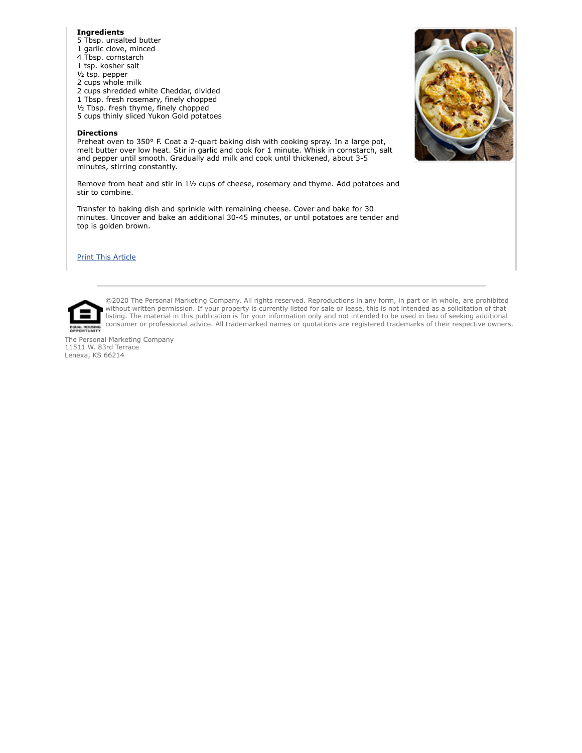**Ingredients**

5 Tbsp. unsalted butter
1 garlic clove, minced
4 Tbsp. cornstarch
1 tsp. kosher salt
½ tsp. pepper
2 cups whole milk
2 cups shredded white Cheddar, divided
1 Tbsp. fresh rosemary, finely chopped
½ Tbsp. fresh thyme, finely chopped
5 cups thinly sliced Yukon Gold potatoes

**Directions**

Preheat oven to 350° F. Coat a 2-quart baking dish with cooking spray. In a large pot, melt butter over low heat. Stir in garlic and cook for 1 minute. Whisk in cornstarch, salt and pepper until smooth. Gradually add milk and cook until thickened, about 3-5 minutes, stirring constantly.

Remove from heat and stir in 1½ cups of cheese, rosemary and thyme. Add potatoes and stir to combine.

Transfer to baking dish and sprinkle with remaining cheese. Cover and bake for 30 minutes. Uncover and bake an additional 30-45 minutes, or until potatoes are tender and top is golden brown.

Print This Article

---

©2020 The Personal Marketing Company. All rights reserved. Reproductions in any form, in part or in whole, are prohibited without written permission. If your property is currently listed for sale or lease, this is not intended as a solicitation of that listing. The material in this publication is for your information only and not intended to be used in lieu of seeking additional consumer or professional advice. All trademarked names or quotations are registered trademarks of their respective owners.

The Personal Marketing Company
11511 W. 83rd Terrace
Lenexa, KS 66214